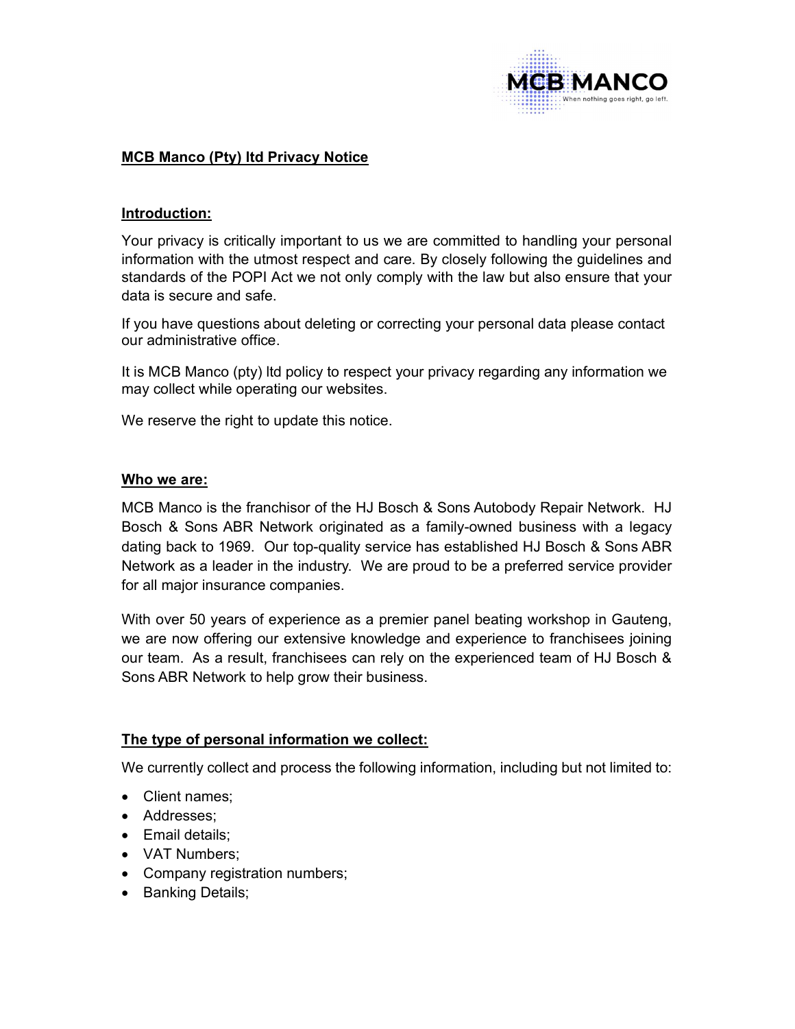# MCB Manco (Pty) ltd Privacy Notice

## Introduction:

Your privacy is critically important to us we are committed to handling your personal information with the utmost respect and care. By closely following the guidelines and standards of the POPI Act we not only comply with the law but also ensure that your data is secure and safe.

If you have questions about deleting or correcting your personal data please contact our administrative office.

It is MCB Manco (pty) ltd policy to respect your privacy regarding any information we may collect while operating our websites.

We reserve the right to update this notice.

## Who we are:

MCB Manco is the franchisor of the HJ Bosch & Sons Autobody Repair Network. HJ Bosch & Sons ABR Network originated as a family-owned business with a legacy dating back to 1969. Our top-quality service has established HJ Bosch & Sons ABR Network as a leader in the industry. We are proud to be a preferred service provider for all major insurance companies.

With over 50 years of experience as a premier panel beating workshop in Gauteng, we are now offering our extensive knowledge and experience to franchisees joining our team. As a result, franchisees can rely on the experienced team of HJ Bosch & Sons ABR Network to help grow their business.

## The type of personal information we collect:

We currently collect and process the following information, including but not limited to:

- Client names;
- Addresses;
- Email details;
- VAT Numbers;
- Company registration numbers;
- Banking Details;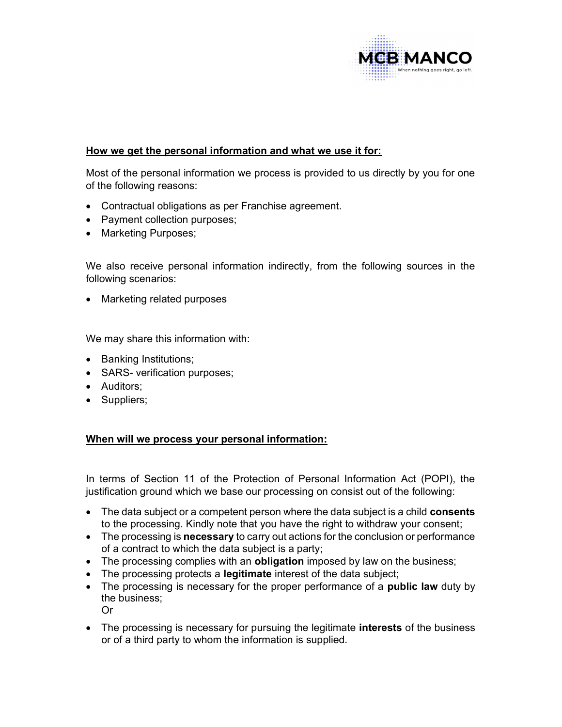**How we get the personal information and what we use it for:**

Most of the personal information we process is provided to us directly by you for one of the following reasons:

- Contractual obligations as per Franchise agreement.
- Payment collection purposes;
- Marketing Purposes;

We also receive personal information indirectly, from the following sources in the following scenarios:

- Marketing related purposes

We may share this information with:

- Banking Institutions;
- SARS- verification purposes;
- Auditors;
- Suppliers;

**When will we process your personal information:**

In terms of Section 11 of the Protection of Personal Information Act (POPI), the justification ground which we base our processing on consist out of the following:

- The data subject or a competent person where the data subject is a child **consents** to the processing. Kindly note that you have the right to withdraw your consent;
- The processing is **necessary** to carry out actions for the conclusion or performance of a contract to which the data subject is a party;
- The processing complies with an **obligation** imposed by law on the business;
- The processing protects a **legitimate** interest of the data subject;
- The processing is necessary for the proper performance of a **public law** duty by the business;
  Or
- The processing is necessary for pursuing the legitimate **interests** of the business or of a third party to whom the information is supplied.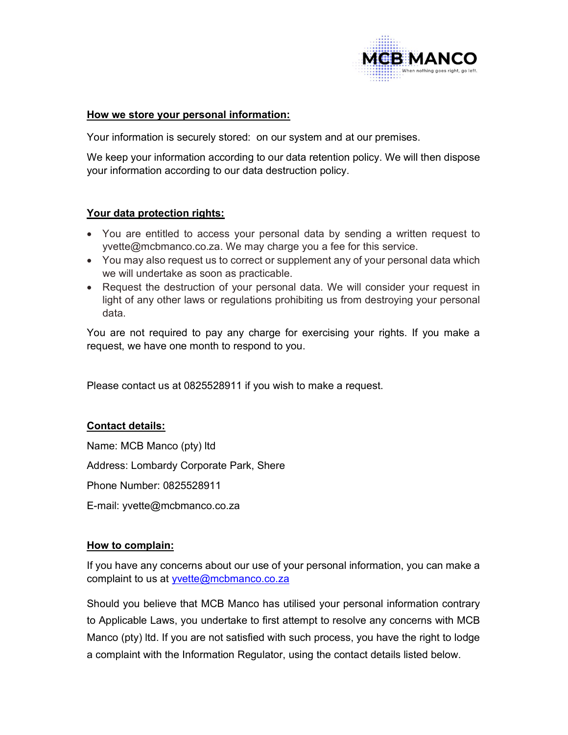**How we store your personal information:**

Your information is securely stored: on our system and at our premises.

We keep your information according to our data retention policy. We will then dispose your information according to our data destruction policy.

**Your data protection rights:**

- You are entitled to access your personal data by sending a written request to yvette@mcbmanco.co.za. We may charge you a fee for this service.
- You may also request us to correct or supplement any of your personal data which we will undertake as soon as practicable.
- Request the destruction of your personal data. We will consider your request in light of any other laws or regulations prohibiting us from destroying your personal data.

You are not required to pay any charge for exercising your rights. If you make a request, we have one month to respond to you.

Please contact us at 0825528911 if you wish to make a request.

**Contact details:**

Name: MCB Manco (pty) ltd

Address: Lombardy Corporate Park, Shere

Phone Number: 0825528911

E-mail: yvette@mcbmanco.co.za

**How to complain:**

If you have any concerns about our use of your personal information, you can make a complaint to us at yvette@mcbmanco.co.za

Should you believe that MCB Manco has utilised your personal information contrary to Applicable Laws, you undertake to first attempt to resolve any concerns with MCB Manco (pty) ltd. If you are not satisfied with such process, you have the right to lodge a complaint with the Information Regulator, using the contact details listed below.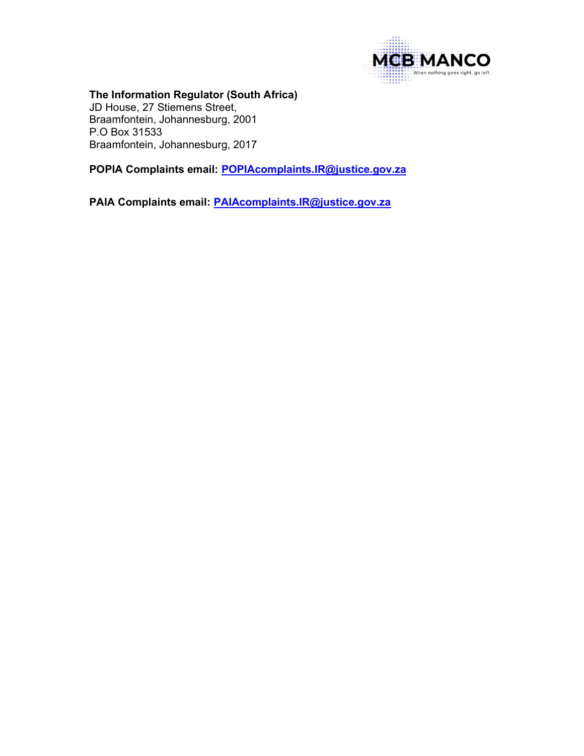**The Information Regulator (South Africa)**
JD House, 27 Stiemens Street,
Braamfontein, Johannesburg, 2001
P.O Box 31533
Braamfontein, Johannesburg, 2017

**POPIA Complaints email:** POPIAcomplaints.IR@justice.gov.za

**PAIA Complaints email:** PAIAcomplaints.IR@justice.gov.za